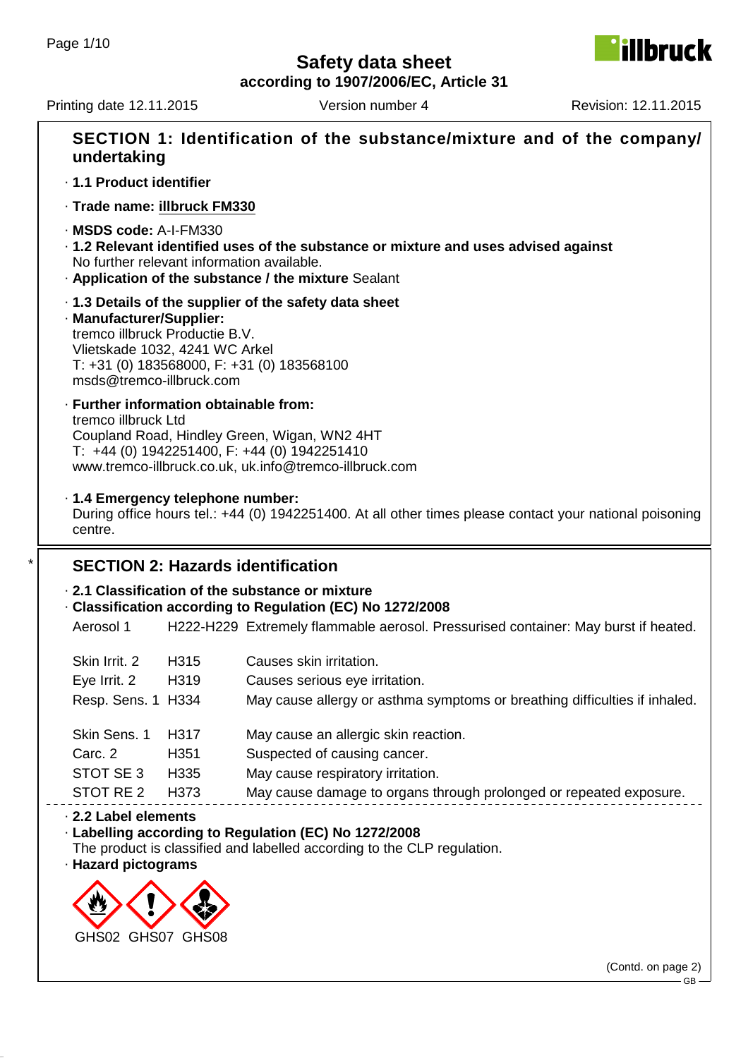# Safety data sheet
**according to 1907/2006/EC, Article 31**

Printing date 12.11.2015 Version number 4 Revision: 12.11.2015

## SECTION 1: Identification of the substance/mixture and of the company/ undertaking

· **1.1 Product identifier**

· **Trade name: illbruck FM330**

· **MSDS code:** A-I-FM330

· **1.2 Relevant identified uses of the substance or mixture and uses advised against**
No further relevant information available.

· **Application of the substance / the mixture** Sealant

· **1.3 Details of the supplier of the safety data sheet**

· **Manufacturer/Supplier:**
tremco illbruck Productie B.V.
Vlietskade 1032, 4241 WC Arkel
T: +31 (0) 183568000, F: +31 (0) 183568100
msds@tremco-illbruck.com

· **Further information obtainable from:**
tremco illbruck Ltd
Coupland Road, Hindley Green, Wigan, WN2 4HT
T: +44 (0) 1942251400, F: +44 (0) 1942251410
www.tremco-illbruck.co.uk, uk.info@tremco-illbruck.com

· **1.4 Emergency telephone number:**
During office hours tel.: +44 (0) 1942251400. At all other times please contact your national poisoning centre.

## * SECTION 2: Hazards identification

· **2.1 Classification of the substance or mixture**

· **Classification according to Regulation (EC) No 1272/2008**

| | | |
|---|---|---|
| Aerosol 1 | H222-H229 | Extremely flammable aerosol. Pressurised container: May burst if heated. |
| Skin Irrit. 2 | H315 | Causes skin irritation. |
| Eye Irrit. 2 | H319 | Causes serious eye irritation. |
| Resp. Sens. 1 | H334 | May cause allergy or asthma symptoms or breathing difficulties if inhaled. |
| Skin Sens. 1 | H317 | May cause an allergic skin reaction. |
| Carc. 2 | H351 | Suspected of causing cancer. |
| STOT SE 3 | H335 | May cause respiratory irritation. |
| STOT RE 2 | H373 | May cause damage to organs through prolonged or repeated exposure. |

· **2.2 Label elements**

· **Labelling according to Regulation (EC) No 1272/2008**
The product is classified and labelled according to the CLP regulation.

· **Hazard pictograms**

GHS02 GHS07 GHS08

(Contd. on page 2)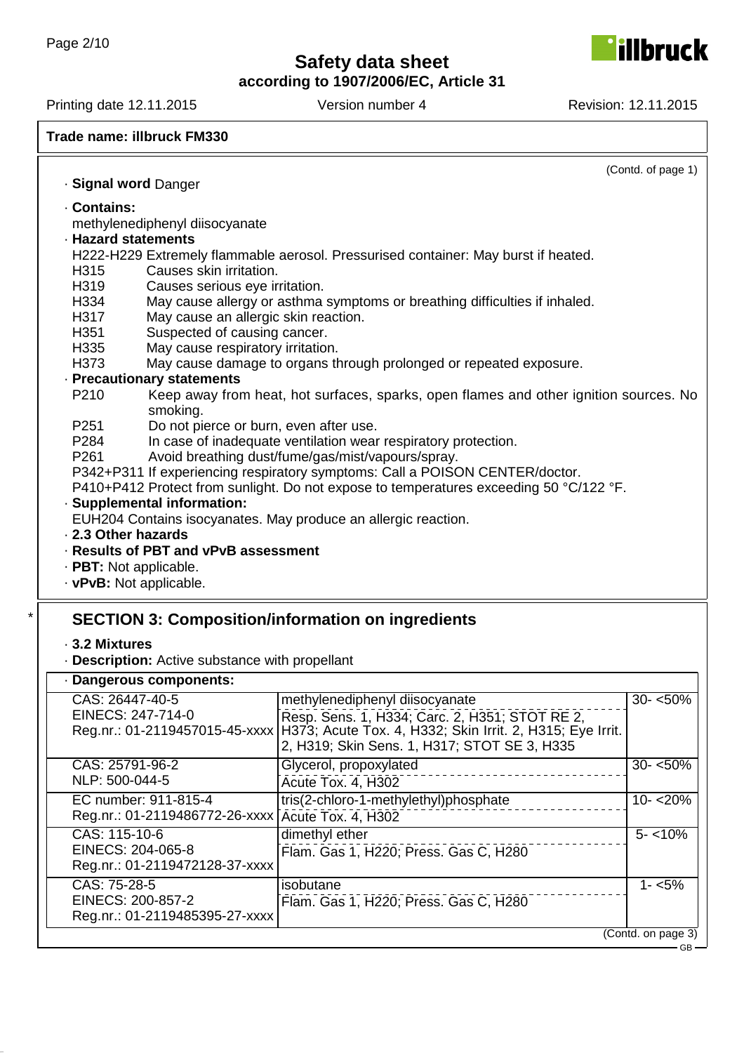**Trade name: illbruck FM330**

(Contd. of page 1)

· **Signal word** Danger

· **Contains:**
methylenediphenyl diisocyanate

· **Hazard statements**
H222-H229 Extremely flammable aerosol. Pressurised container: May burst if heated.
H315 Causes skin irritation.
H319 Causes serious eye irritation.
H334 May cause allergy or asthma symptoms or breathing difficulties if inhaled.
H317 May cause an allergic skin reaction.
H351 Suspected of causing cancer.
H335 May cause respiratory irritation.
H373 May cause damage to organs through prolonged or repeated exposure.

· **Precautionary statements**
P210 Keep away from heat, hot surfaces, sparks, open flames and other ignition sources. No smoking.
P251 Do not pierce or burn, even after use.
P284 In case of inadequate ventilation wear respiratory protection.
P261 Avoid breathing dust/fume/gas/mist/vapours/spray.
P342+P311 If experiencing respiratory symptoms: Call a POISON CENTER/doctor.
P410+P412 Protect from sunlight. Do not expose to temperatures exceeding 50 °C/122 °F.

· **Supplemental information:**
EUH204 Contains isocyanates. May produce an allergic reaction.

· **2.3 Other hazards**

· **Results of PBT and vPvB assessment**

· **PBT:** Not applicable.

· **vPvB:** Not applicable.

\* 

## SECTION 3: Composition/information on ingredients

· **3.2 Mixtures**

· **Description:** Active substance with propellant

· **Dangerous components:**

| Identifiers | Component / Classification | Concentration |
|---|---|---|
| CAS: 26447-40-5<br>EINECS: 247-714-0<br>Reg.nr.: 01-2119457015-45-xxxx | methylenediphenyl diisocyanate<br>Resp. Sens. 1, H334; Carc. 2, H351; STOT RE 2, H373; Acute Tox. 4, H332; Skin Irrit. 2, H315; Eye Irrit. 2, H319; Skin Sens. 1, H317; STOT SE 3, H335 | 30- <50% |
| CAS: 25791-96-2<br>NLP: 500-044-5 | Glycerol, propoxylated<br>Acute Tox. 4, H302 | 30- <50% |
| EC number: 911-815-4<br>Reg.nr.: 01-2119486772-26-xxxx | tris(2-chloro-1-methylethyl)phosphate<br>Acute Tox. 4, H302 | 10- <20% |
| CAS: 115-10-6<br>EINECS: 204-065-8<br>Reg.nr.: 01-2119472128-37-xxxx | dimethyl ether<br>Flam. Gas 1, H220; Press. Gas C, H280 | 5- <10% |
| CAS: 75-28-5<br>EINECS: 200-857-2<br>Reg.nr.: 01-2119485395-27-xxxx | isobutane<br>Flam. Gas 1, H220; Press. Gas C, H280 | 1- <5% |

(Contd. on page 3)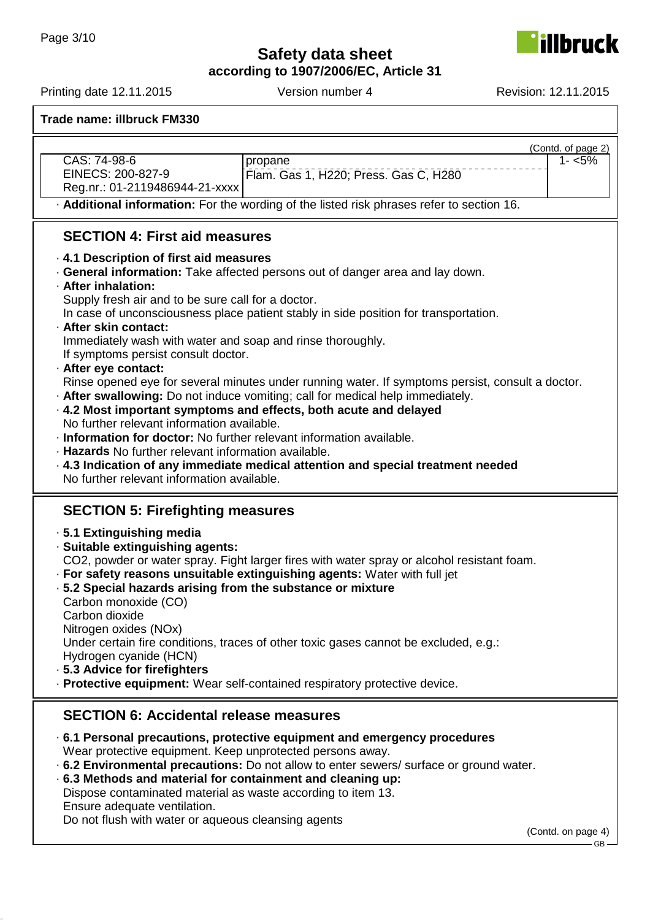**Safety data sheet**
**according to 1907/2006/EC, Article 31**

Printing date 12.11.2015 Version number 4 Revision: 12.11.2015

**Trade name: illbruck FM330**

(Contd. of page 2)

| | | |
|---|---|---|
| CAS: 74-98-6<br>EINECS: 200-827-9<br>Reg.nr.: 01-2119486944-21-xxxx | propane<br>Flam. Gas 1, H220; Press. Gas C, H280 | 1- <5% |

· **Additional information:** For the wording of the listed risk phrases refer to section 16.

## SECTION 4: First aid measures

· **4.1 Description of first aid measures**
· **General information:** Take affected persons out of danger area and lay down.
· **After inhalation:**
Supply fresh air and to be sure call for a doctor.
In case of unconsciousness place patient stably in side position for transportation.
· **After skin contact:**
Immediately wash with water and soap and rinse thoroughly.
If symptoms persist consult doctor.
· **After eye contact:**
Rinse opened eye for several minutes under running water. If symptoms persist, consult a doctor.
· **After swallowing:** Do not induce vomiting; call for medical help immediately.
· **4.2 Most important symptoms and effects, both acute and delayed**
No further relevant information available.
· **Information for doctor:** No further relevant information available.
· **Hazards** No further relevant information available.
· **4.3 Indication of any immediate medical attention and special treatment needed**
No further relevant information available.

## SECTION 5: Firefighting measures

· **5.1 Extinguishing media**
· **Suitable extinguishing agents:**
$CO_2$, powder or water spray. Fight larger fires with water spray or alcohol resistant foam.
· **For safety reasons unsuitable extinguishing agents:** Water with full jet
· **5.2 Special hazards arising from the substance or mixture**
Carbon monoxide (CO)
Carbon dioxide
Nitrogen oxides ($NO_x$)
Under certain fire conditions, traces of other toxic gases cannot be excluded, e.g.:
Hydrogen cyanide (HCN)
· **5.3 Advice for firefighters**
· **Protective equipment:** Wear self-contained respiratory protective device.

## SECTION 6: Accidental release measures

· **6.1 Personal precautions, protective equipment and emergency procedures**
Wear protective equipment. Keep unprotected persons away.
· **6.2 Environmental precautions:** Do not allow to enter sewers/ surface or ground water.
· **6.3 Methods and material for containment and cleaning up:**
Dispose contaminated material as waste according to item 13.
Ensure adequate ventilation.
Do not flush with water or aqueous cleansing agents

(Contd. on page 4)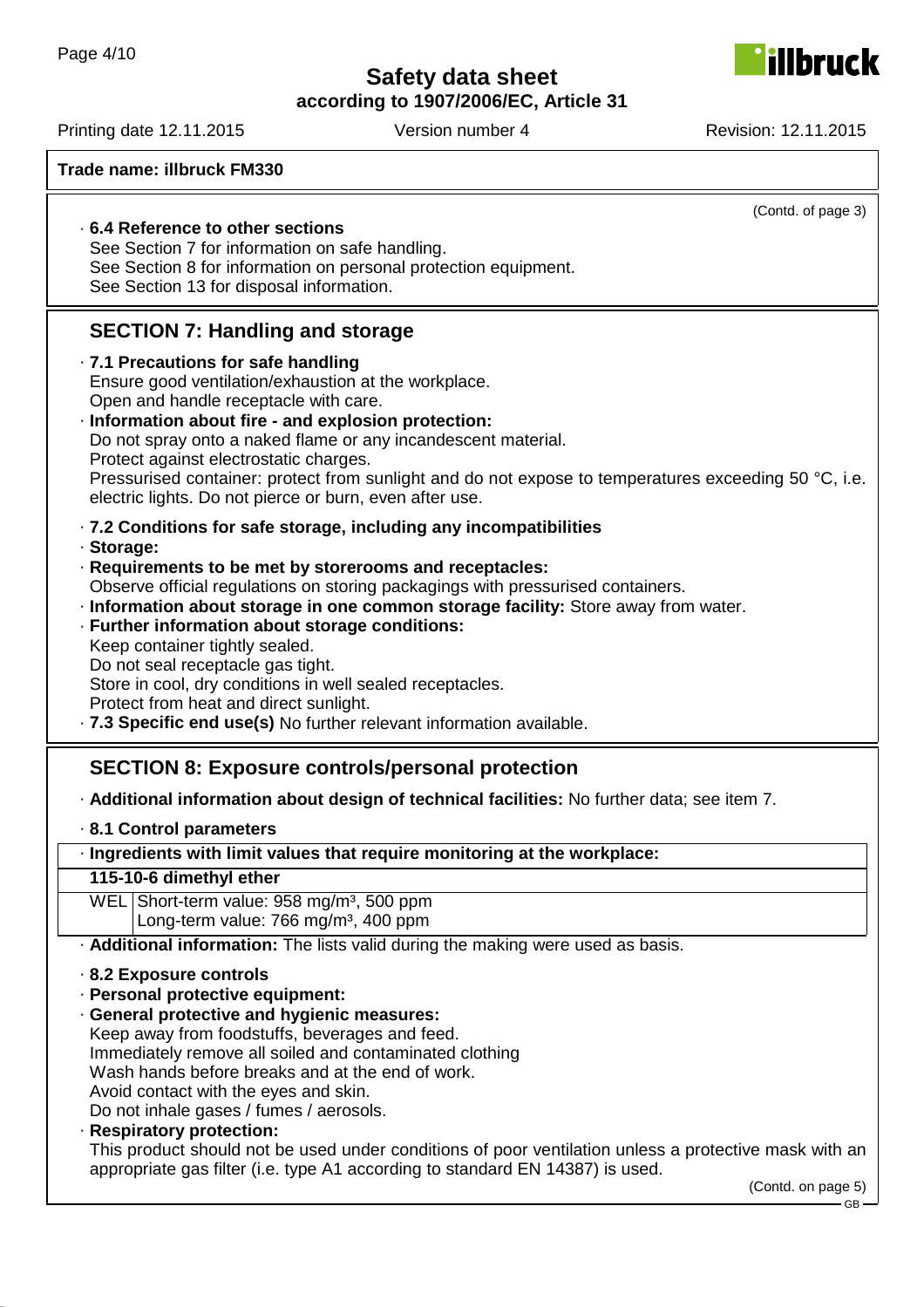**Trade name: illbruck FM330**

(Contd. of page 3)

· **6.4 Reference to other sections**
See Section 7 for information on safe handling.
See Section 8 for information on personal protection equipment.
See Section 13 for disposal information.

## SECTION 7: Handling and storage

· **7.1 Precautions for safe handling**
Ensure good ventilation/exhaustion at the workplace.
Open and handle receptacle with care.

· **Information about fire - and explosion protection:**
Do not spray onto a naked flame or any incandescent material.
Protect against electrostatic charges.
Pressurised container: protect from sunlight and do not expose to temperatures exceeding 50 °C, i.e. electric lights. Do not pierce or burn, even after use.

· **7.2 Conditions for safe storage, including any incompatibilities**

· **Storage:**

· **Requirements to be met by storerooms and receptacles:**
Observe official regulations on storing packagings with pressurised containers.

· **Information about storage in one common storage facility:** Store away from water.

· **Further information about storage conditions:**
Keep container tightly sealed.
Do not seal receptacle gas tight.
Store in cool, dry conditions in well sealed receptacles.
Protect from heat and direct sunlight.

· **7.3 Specific end use(s)** No further relevant information available.

## SECTION 8: Exposure controls/personal protection

· **Additional information about design of technical facilities:** No further data; see item 7.

· **8.1 Control parameters**

| · **Ingredients with limit values that require monitoring at the workplace:** | |
|---|---|
| **115-10-6 dimethyl ether** | |
| WEL | Short-term value: 958 mg/m³, 500 ppm<br>Long-term value: 766 mg/m³, 400 ppm |

· **Additional information:** The lists valid during the making were used as basis.

· **8.2 Exposure controls**

· **Personal protective equipment:**

· **General protective and hygienic measures:**
Keep away from foodstuffs, beverages and feed.
Immediately remove all soiled and contaminated clothing
Wash hands before breaks and at the end of work.
Avoid contact with the eyes and skin.
Do not inhale gases / fumes / aerosols.

· **Respiratory protection:**
This product should not be used under conditions of poor ventilation unless a protective mask with an appropriate gas filter (i.e. type A1 according to standard EN 14387) is used.

(Contd. on page 5)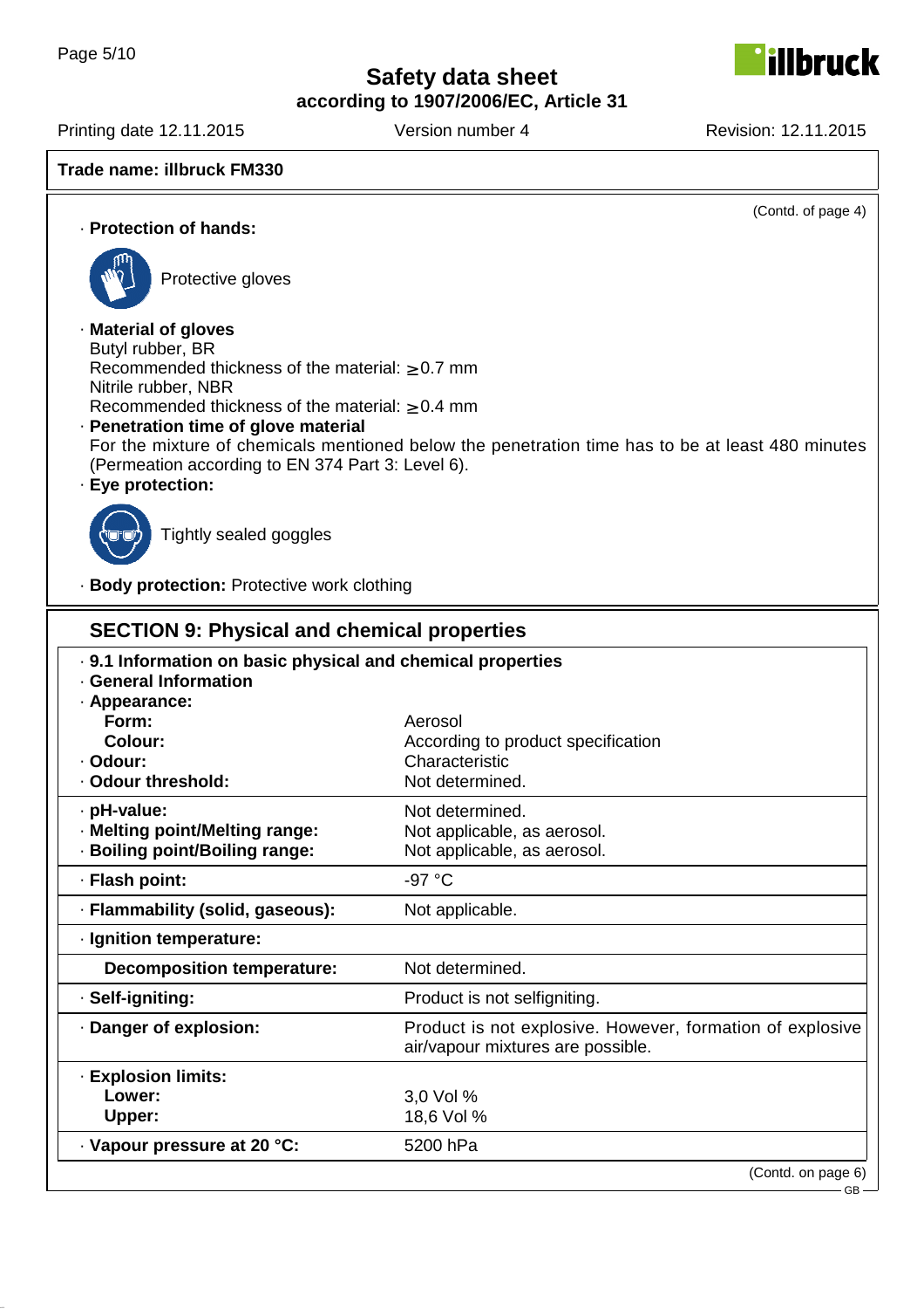**Trade name: illbruck FM330**

(Contd. of page 4)

· **Protection of hands:**

Protective gloves

· **Material of gloves**
Butyl rubber, BR
Recommended thickness of the material: ≥ 0.7 mm
Nitrile rubber, NBR
Recommended thickness of the material: ≥ 0.4 mm

· **Penetration time of glove material**
For the mixture of chemicals mentioned below the penetration time has to be at least 480 minutes (Permeation according to EN 374 Part 3: Level 6).

· **Eye protection:**

Tightly sealed goggles

· **Body protection:** Protective work clothing

## SECTION 9: Physical and chemical properties

· **9.1 Information on basic physical and chemical properties**
· **General Information**

| Property | Value |
|---|---|
| · **Appearance:** | |
| **Form:** | Aerosol |
| **Colour:** | According to product specification |
| · **Odour:** | Characteristic |
| · **Odour threshold:** | Not determined. |
| · **pH-value:** | Not determined. |
| · **Melting point/Melting range:** | Not applicable, as aerosol. |
| · **Boiling point/Boiling range:** | Not applicable, as aerosol. |
| · **Flash point:** | -97 °C |
| · **Flammability (solid, gaseous):** | Not applicable. |
| · **Ignition temperature:** | |
| **Decomposition temperature:** | Not determined. |
| · **Self-igniting:** | Product is not selfigniting. |
| · **Danger of explosion:** | Product is not explosive. However, formation of explosive air/vapour mixtures are possible. |
| · **Explosion limits:** | |
| **Lower:** | 3,0 Vol % |
| **Upper:** | 18,6 Vol % |
| · **Vapour pressure at 20 °C:** | 5200 hPa |

(Contd. on page 6)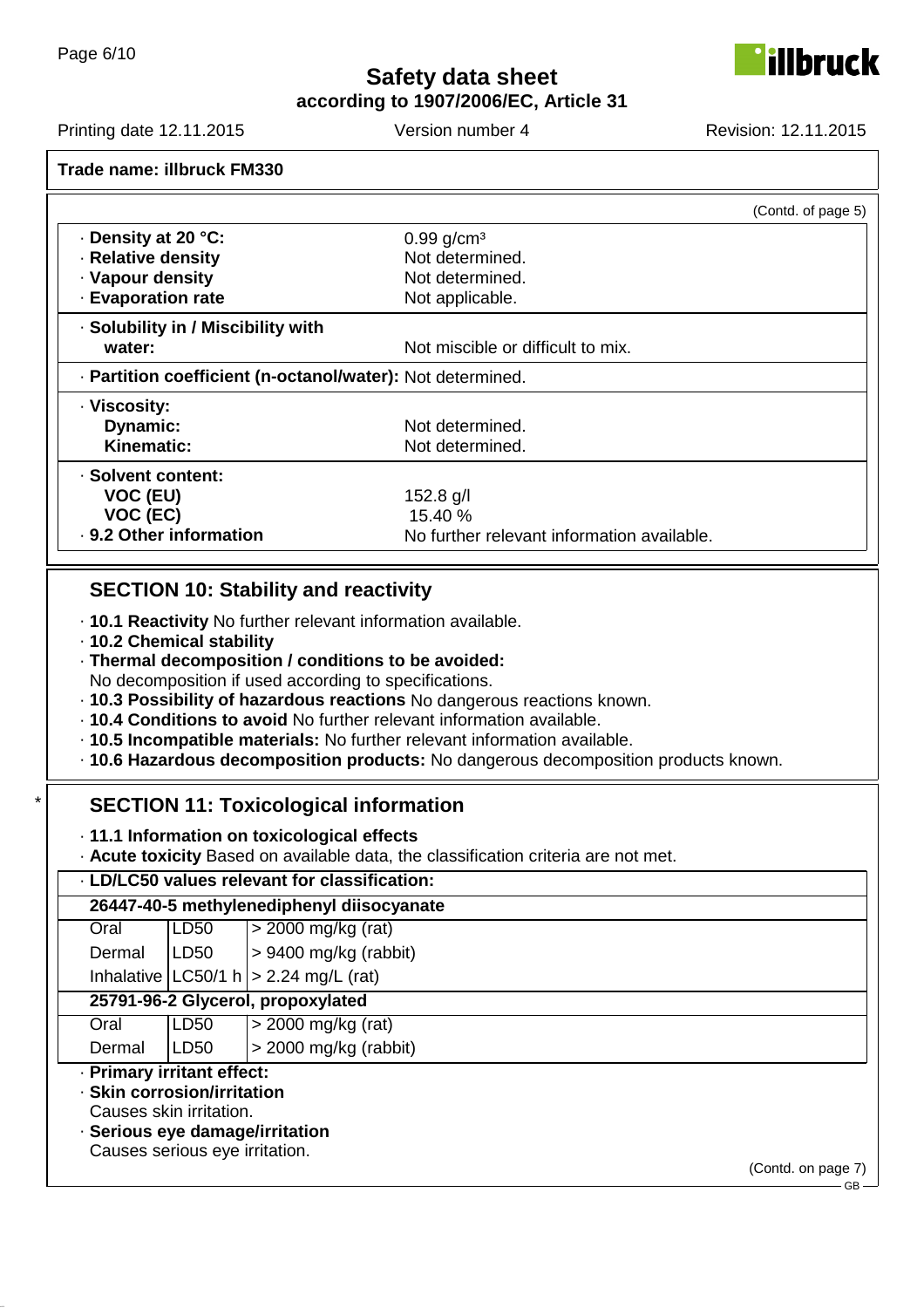Trade name: illbruck FM330

(Contd. of page 5)

| | |
|---|---|
| · **Density at 20 °C:** | 0.99 g/cm³ |
| · **Relative density** | Not determined. |
| · **Vapour density** | Not determined. |
| · **Evaporation rate** | Not applicable. |
| · **Solubility in / Miscibility with water:** | Not miscible or difficult to mix. |
| · **Partition coefficient (n-octanol/water):** | Not determined. |
| · **Viscosity:** | |
| **Dynamic:** | Not determined. |
| **Kinematic:** | Not determined. |
| · **Solvent content:** | |
| **VOC (EU)** | 152.8 g/l |
| **VOC (EC)** | 15.40 % |
| · **9.2 Other information** | No further relevant information available. |

## SECTION 10: Stability and reactivity

· **10.1 Reactivity** No further relevant information available.
· **10.2 Chemical stability**
· **Thermal decomposition / conditions to be avoided:**
No decomposition if used according to specifications.
· **10.3 Possibility of hazardous reactions** No dangerous reactions known.
· **10.4 Conditions to avoid** No further relevant information available.
· **10.5 Incompatible materials:** No further relevant information available.
· **10.6 Hazardous decomposition products:** No dangerous decomposition products known.

## SECTION 11: Toxicological information

· **11.1 Information on toxicological effects**
· **Acute toxicity** Based on available data, the classification criteria are not met.

| · **LD/LC50 values relevant for classification:** | | |
|---|---|---|
| **26447-40-5 methylenediphenyl diisocyanate** | | |
| Oral | LD50 | > 2000 mg/kg (rat) |
| Dermal | LD50 | > 9400 mg/kg (rabbit) |
| Inhalative | LC50/1 h | > 2.24 mg/L (rat) |
| **25791-96-2 Glycerol, propoxylated** | | |
| Oral | LD50 | > 2000 mg/kg (rat) |
| Dermal | LD50 | > 2000 mg/kg (rabbit) |

· **Primary irritant effect:**
· **Skin corrosion/irritation**
Causes skin irritation.
· **Serious eye damage/irritation**
Causes serious eye irritation.

(Contd. on page 7)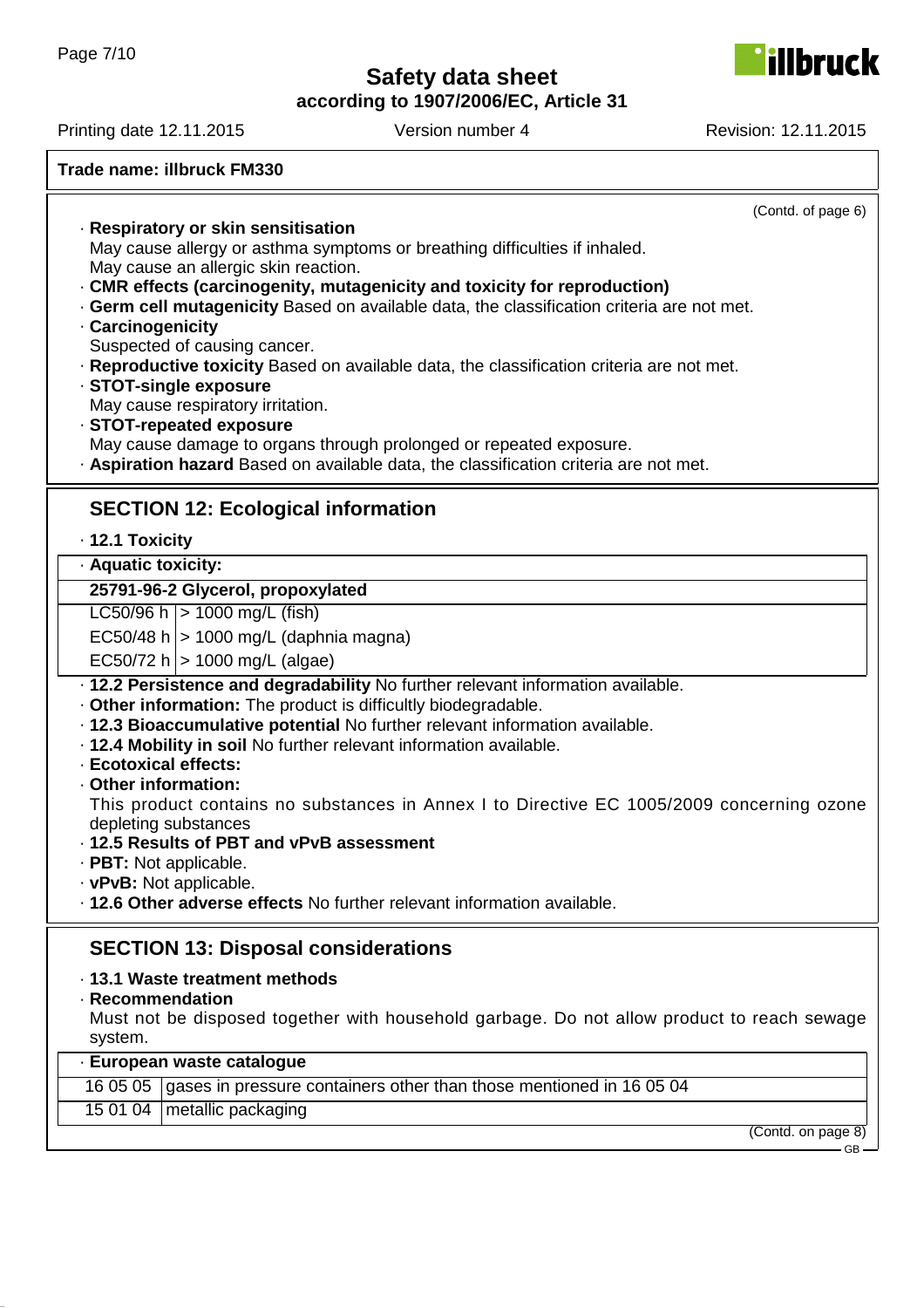**Trade name: illbruck FM330**

(Contd. of page 6)

· **Respiratory or skin sensitisation**
May cause allergy or asthma symptoms or breathing difficulties if inhaled.
May cause an allergic skin reaction.
· **CMR effects (carcinogenity, mutagenicity and toxicity for reproduction)**
· **Germ cell mutagenicity** Based on available data, the classification criteria are not met.
· **Carcinogenicity**
Suspected of causing cancer.
· **Reproductive toxicity** Based on available data, the classification criteria are not met.
· **STOT-single exposure**
May cause respiratory irritation.
· **STOT-repeated exposure**
May cause damage to organs through prolonged or repeated exposure.
· **Aspiration hazard** Based on available data, the classification criteria are not met.

## SECTION 12: Ecological information

· **12.1 Toxicity**

| · **Aquatic toxicity:** | |
|---|---|
| **25791-96-2 Glycerol, propoxylated** | |
| LC50/96 h | > 1000 mg/L (fish) |
| EC50/48 h | > 1000 mg/L (daphnia magna) |
| EC50/72 h | > 1000 mg/L (algae) |

· **12.2 Persistence and degradability** No further relevant information available.
· **Other information:** The product is difficultly biodegradable.
· **12.3 Bioaccumulative potential** No further relevant information available.
· **12.4 Mobility in soil** No further relevant information available.
· **Ecotoxical effects:**
· **Other information:**
This product contains no substances in Annex I to Directive EC 1005/2009 concerning ozone depleting substances
· **12.5 Results of PBT and vPvB assessment**
· **PBT:** Not applicable.
· **vPvB:** Not applicable.
· **12.6 Other adverse effects** No further relevant information available.

## SECTION 13: Disposal considerations

· **13.1 Waste treatment methods**
· **Recommendation**
Must not be disposed together with household garbage. Do not allow product to reach sewage system.

| · **European waste catalogue** | |
|---|---|
| 16 05 05 | gases in pressure containers other than those mentioned in 16 05 04 |
| 15 01 04 | metallic packaging |

(Contd. on page 8)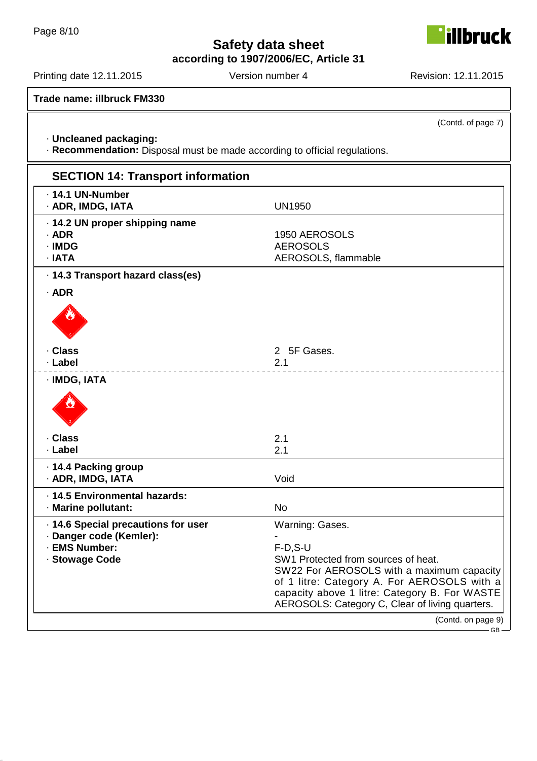**Trade name: illbruck FM330**

(Contd. of page 7)

· **Uncleaned packaging:**
· **Recommendation:** Disposal must be made according to official regulations.

## SECTION 14: Transport information

| | |
|---|---|
| · **14.1 UN-Number** | |
| · **ADR, IMDG, IATA** | UN1950 |
| · **14.2 UN proper shipping name** | |
| · **ADR** | 1950 AEROSOLS |
| · **IMDG** | AEROSOLS |
| · **IATA** | AEROSOLS, flammable |
| · **14.3 Transport hazard class(es)** | |
| · **ADR** | |
| · **Class** | 2 5F Gases. |
| · **Label** | 2.1 |
| · **IMDG, IATA** | |
| · **Class** | 2.1 |
| · **Label** | 2.1 |
| · **14.4 Packing group** | |
| · **ADR, IMDG, IATA** | Void |
| · **14.5 Environmental hazards:** | |
| · **Marine pollutant:** | No |
| · **14.6 Special precautions for user** | Warning: Gases. |
| · **Danger code (Kemler):** | - |
| · **EMS Number:** | F-D,S-U |
| · **Stowage Code** | SW1 Protected from sources of heat. SW22 For AEROSOLS with a maximum capacity of 1 litre: Category A. For AEROSOLS with a capacity above 1 litre: Category B. For WASTE AEROSOLS: Category C, Clear of living quarters. |

(Contd. on page 9)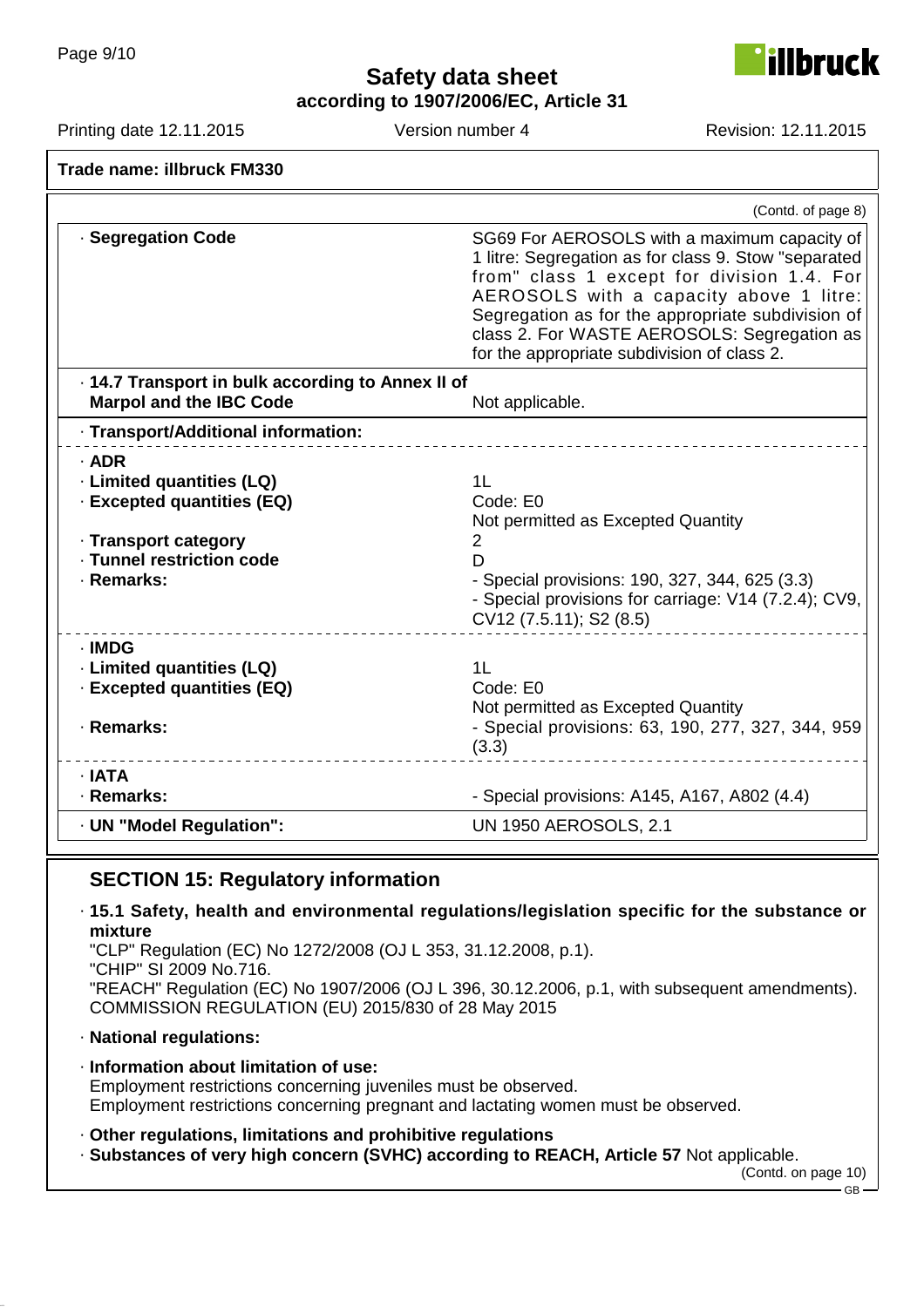**Trade name: illbruck FM330**

(Contd. of page 8)

| | |
|---|---|
| · **Segregation Code** | SG69 For AEROSOLS with a maximum capacity of 1 litre: Segregation as for class 9. Stow "separated from" class 1 except for division 1.4. For AEROSOLS with a capacity above 1 litre: Segregation as for the appropriate subdivision of class 2. For WASTE AEROSOLS: Segregation as for the appropriate subdivision of class 2. |
| · **14.7 Transport in bulk according to Annex II of Marpol and the IBC Code** | Not applicable. |
| · **Transport/Additional information:** | |
| · **ADR** | |
| · **Limited quantities (LQ)** | 1L |
| · **Excepted quantities (EQ)** | Code: E0<br>Not permitted as Excepted Quantity |
| · **Transport category** | 2 |
| · **Tunnel restriction code** | D |
| · **Remarks:** | - Special provisions: 190, 327, 344, 625 (3.3)<br>- Special provisions for carriage: V14 (7.2.4); CV9, CV12 (7.5.11); S2 (8.5) |
| · **IMDG** | |
| · **Limited quantities (LQ)** | 1L |
| · **Excepted quantities (EQ)** | Code: E0<br>Not permitted as Excepted Quantity |
| · **Remarks:** | - Special provisions: 63, 190, 277, 327, 344, 959 (3.3) |
| · **IATA** | |
| · **Remarks:** | - Special provisions: A145, A167, A802 (4.4) |
| · **UN "Model Regulation":** | UN 1950 AEROSOLS, 2.1 |

## SECTION 15: Regulatory information

· **15.1 Safety, health and environmental regulations/legislation specific for the substance or mixture**

"CLP" Regulation (EC) No 1272/2008 (OJ L 353, 31.12.2008, p.1).
"CHIP" SI 2009 No.716.
"REACH" Regulation (EC) No 1907/2006 (OJ L 396, 30.12.2006, p.1, with subsequent amendments).
COMMISSION REGULATION (EU) 2015/830 of 28 May 2015

· **National regulations:**

· **Information about limitation of use:**
Employment restrictions concerning juveniles must be observed.
Employment restrictions concerning pregnant and lactating women must be observed.

· **Other regulations, limitations and prohibitive regulations**
· **Substances of very high concern (SVHC) according to REACH, Article 57** Not applicable.

(Contd. on page 10)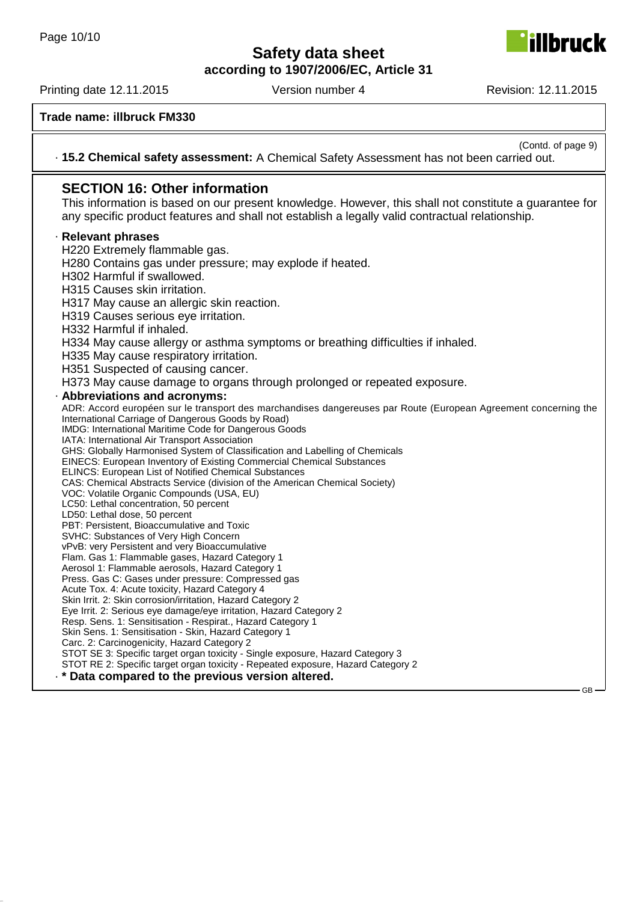Trade name: illbruck FM330

(Contd. of page 9)

· **15.2 Chemical safety assessment:** A Chemical Safety Assessment has not been carried out.

## SECTION 16: Other information

This information is based on our present knowledge. However, this shall not constitute a guarantee for any specific product features and shall not establish a legally valid contractual relationship.

· **Relevant phrases**

H220 Extremely flammable gas.
H280 Contains gas under pressure; may explode if heated.
H302 Harmful if swallowed.
H315 Causes skin irritation.
H317 May cause an allergic skin reaction.
H319 Causes serious eye irritation.
H332 Harmful if inhaled.
H334 May cause allergy or asthma symptoms or breathing difficulties if inhaled.
H335 May cause respiratory irritation.
H351 Suspected of causing cancer.
H373 May cause damage to organs through prolonged or repeated exposure.

· **Abbreviations and acronyms:**

ADR: Accord européen sur le transport des marchandises dangereuses par Route (European Agreement concerning the International Carriage of Dangerous Goods by Road)
IMDG: International Maritime Code for Dangerous Goods
IATA: International Air Transport Association
GHS: Globally Harmonised System of Classification and Labelling of Chemicals
EINECS: European Inventory of Existing Commercial Chemical Substances
ELINCS: European List of Notified Chemical Substances
CAS: Chemical Abstracts Service (division of the American Chemical Society)
VOC: Volatile Organic Compounds (USA, EU)
LC50: Lethal concentration, 50 percent
LD50: Lethal dose, 50 percent
PBT: Persistent, Bioaccumulative and Toxic
SVHC: Substances of Very High Concern
vPvB: very Persistent and very Bioaccumulative
Flam. Gas 1: Flammable gases, Hazard Category 1
Aerosol 1: Flammable aerosols, Hazard Category 1
Press. Gas C: Gases under pressure: Compressed gas
Acute Tox. 4: Acute toxicity, Hazard Category 4
Skin Irrit. 2: Skin corrosion/irritation, Hazard Category 2
Eye Irrit. 2: Serious eye damage/eye irritation, Hazard Category 2
Resp. Sens. 1: Sensitisation - Respirat., Hazard Category 1
Skin Sens. 1: Sensitisation - Skin, Hazard Category 1
Carc. 2: Carcinogenicity, Hazard Category 2
STOT SE 3: Specific target organ toxicity - Single exposure, Hazard Category 3
STOT RE 2: Specific target organ toxicity - Repeated exposure, Hazard Category 2

· **\* Data compared to the previous version altered.**